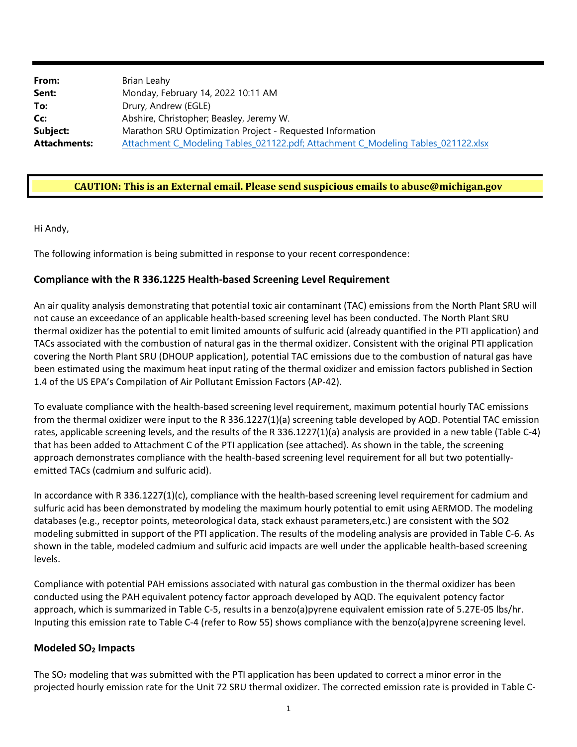| | |
|---|---|
| **From:** | Brian Leahy |
| **Sent:** | Monday, February 14, 2022 10:11 AM |
| **To:** | Drury, Andrew (EGLE) |
| **Cc:** | Abshire, Christopher; Beasley, Jeremy W. |
| **Subject:** | Marathon SRU Optimization Project - Requested Information |
| **Attachments:** | Attachment C_Modeling Tables_021122.pdf; Attachment C_Modeling Tables_021122.xlsx |

**CAUTION: This is an External email. Please send suspicious emails to abuse@michigan.gov**

Hi Andy,

The following information is being submitted in response to your recent correspondence:

### Compliance with the R 336.1225 Health-based Screening Level Requirement

An air quality analysis demonstrating that potential toxic air contaminant (TAC) emissions from the North Plant SRU will not cause an exceedance of an applicable health-based screening level has been conducted. The North Plant SRU thermal oxidizer has the potential to emit limited amounts of sulfuric acid (already quantified in the PTI application) and TACs associated with the combustion of natural gas in the thermal oxidizer. Consistent with the original PTI application covering the North Plant SRU (DHOUP application), potential TAC emissions due to the combustion of natural gas have been estimated using the maximum heat input rating of the thermal oxidizer and emission factors published in Section 1.4 of the US EPA's Compilation of Air Pollutant Emission Factors (AP-42).

To evaluate compliance with the health-based screening level requirement, maximum potential hourly TAC emissions from the thermal oxidizer were input to the R 336.1227(1)(a) screening table developed by AQD. Potential TAC emission rates, applicable screening levels, and the results of the R 336.1227(1)(a) analysis are provided in a new table (Table C-4) that has been added to Attachment C of the PTI application (see attached). As shown in the table, the screening approach demonstrates compliance with the health-based screening level requirement for all but two potentially-emitted TACs (cadmium and sulfuric acid).

In accordance with R 336.1227(1)(c), compliance with the health-based screening level requirement for cadmium and sulfuric acid has been demonstrated by modeling the maximum hourly potential to emit using AERMOD. The modeling databases (e.g., receptor points, meteorological data, stack exhaust parameters,etc.) are consistent with the SO2 modeling submitted in support of the PTI application. The results of the modeling analysis are provided in Table C-6. As shown in the table, modeled cadmium and sulfuric acid impacts are well under the applicable health-based screening levels.

Compliance with potential PAH emissions associated with natural gas combustion in the thermal oxidizer has been conducted using the PAH equivalent potency factor approach developed by AQD. The equivalent potency factor approach, which is summarized in Table C-5, results in a benzo(a)pyrene equivalent emission rate of 5.27E-05 lbs/hr. Inputing this emission rate to Table C-4 (refer to Row 55) shows compliance with the benzo(a)pyrene screening level.

### Modeled $SO_2$ Impacts

The $SO_2$ modeling that was submitted with the PTI application has been updated to correct a minor error in the projected hourly emission rate for the Unit 72 SRU thermal oxidizer. The corrected emission rate is provided in Table C-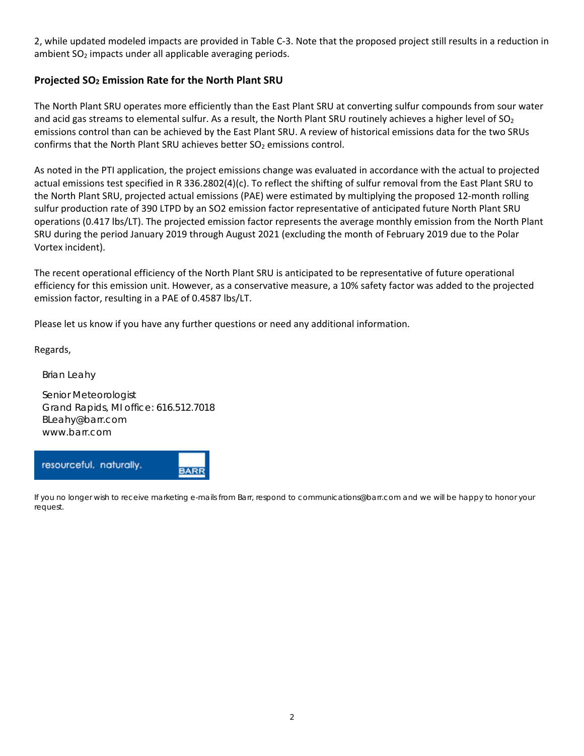2, while updated modeled impacts are provided in Table C-3. Note that the proposed project still results in a reduction in ambient $SO_2$ impacts under all applicable averaging periods.

### Projected $SO_2$ Emission Rate for the North Plant SRU

The North Plant SRU operates more efficiently than the East Plant SRU at converting sulfur compounds from sour water and acid gas streams to elemental sulfur. As a result, the North Plant SRU routinely achieves a higher level of $SO_2$ emissions control than can be achieved by the East Plant SRU. A review of historical emissions data for the two SRUs confirms that the North Plant SRU achieves better $SO_2$ emissions control.

As noted in the PTI application, the project emissions change was evaluated in accordance with the actual to projected actual emissions test specified in R 336.2802(4)(c). To reflect the shifting of sulfur removal from the East Plant SRU to the North Plant SRU, projected actual emissions (PAE) were estimated by multiplying the proposed 12-month rolling sulfur production rate of 390 LTPD by an SO2 emission factor representative of anticipated future North Plant SRU operations (0.417 lbs/LT). The projected emission factor represents the average monthly emission from the North Plant SRU during the period January 2019 through August 2021 (excluding the month of February 2019 due to the Polar Vortex incident).

The recent operational efficiency of the North Plant SRU is anticipated to be representative of future operational efficiency for this emission unit. However, as a conservative measure, a 10% safety factor was added to the projected emission factor, resulting in a PAE of 0.4587 lbs/LT.

Please let us know if you have any further questions or need any additional information.

Regards,

Brian Leahy

Senior Meteorologist
Grand Rapids, MI office: 616.512.7018
BLeahy@barr.com
www.barr.com

resourceful. naturally. BARR

If you no longer wish to receive marketing e-mails from Barr, respond to communications@barr.com and we will be happy to honor your request.